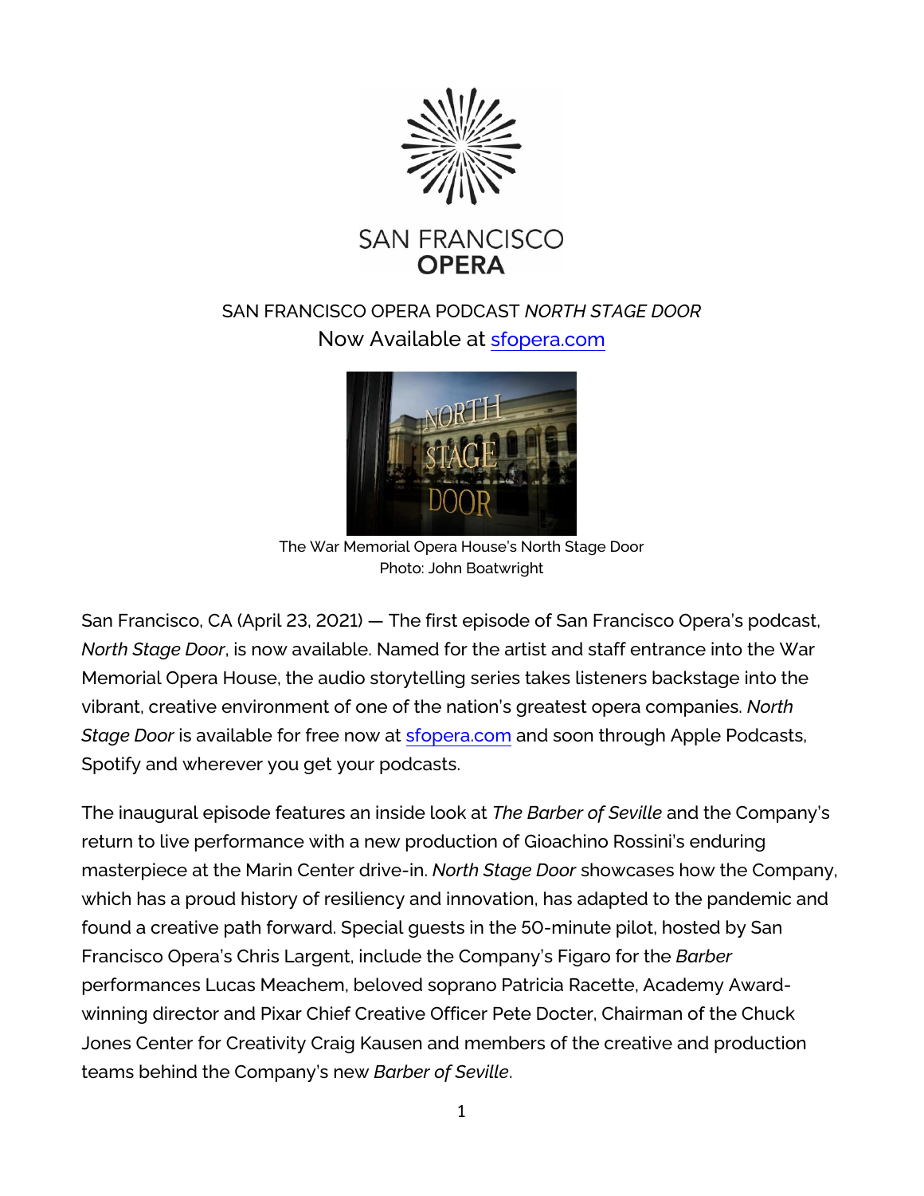SAN FRANCISCO OPERA

# SAN FRANCISCO OPERA PODCAST *NORTH STAGE DOOR*

## Now Available at [sfopera.com](sfopera.com)

The War Memorial Opera House's North Stage Door
Photo: John Boatwright

San Francisco, CA (April 23, 2021) — The first episode of San Francisco Opera's podcast, *North Stage Door*, is now available. Named for the artist and staff entrance into the War Memorial Opera House, the audio storytelling series takes listeners backstage into the vibrant, creative environment of one of the nation's greatest opera companies. *North Stage Door* is available for free now at [sfopera.com](sfopera.com) and soon through Apple Podcasts, Spotify and wherever you get your podcasts.

The inaugural episode features an inside look at *The Barber of Seville* and the Company's return to live performance with a new production of Gioachino Rossini's enduring masterpiece at the Marin Center drive-in. *North Stage Door* showcases how the Company, which has a proud history of resiliency and innovation, has adapted to the pandemic and found a creative path forward. Special guests in the 50-minute pilot, hosted by San Francisco Opera's Chris Largent, include the Company's Figaro for the *Barber* performances Lucas Meachem, beloved soprano Patricia Racette, Academy Award-winning director and Pixar Chief Creative Officer Pete Docter, Chairman of the Chuck Jones Center for Creativity Craig Kausen and members of the creative and production teams behind the Company's new *Barber of Seville*.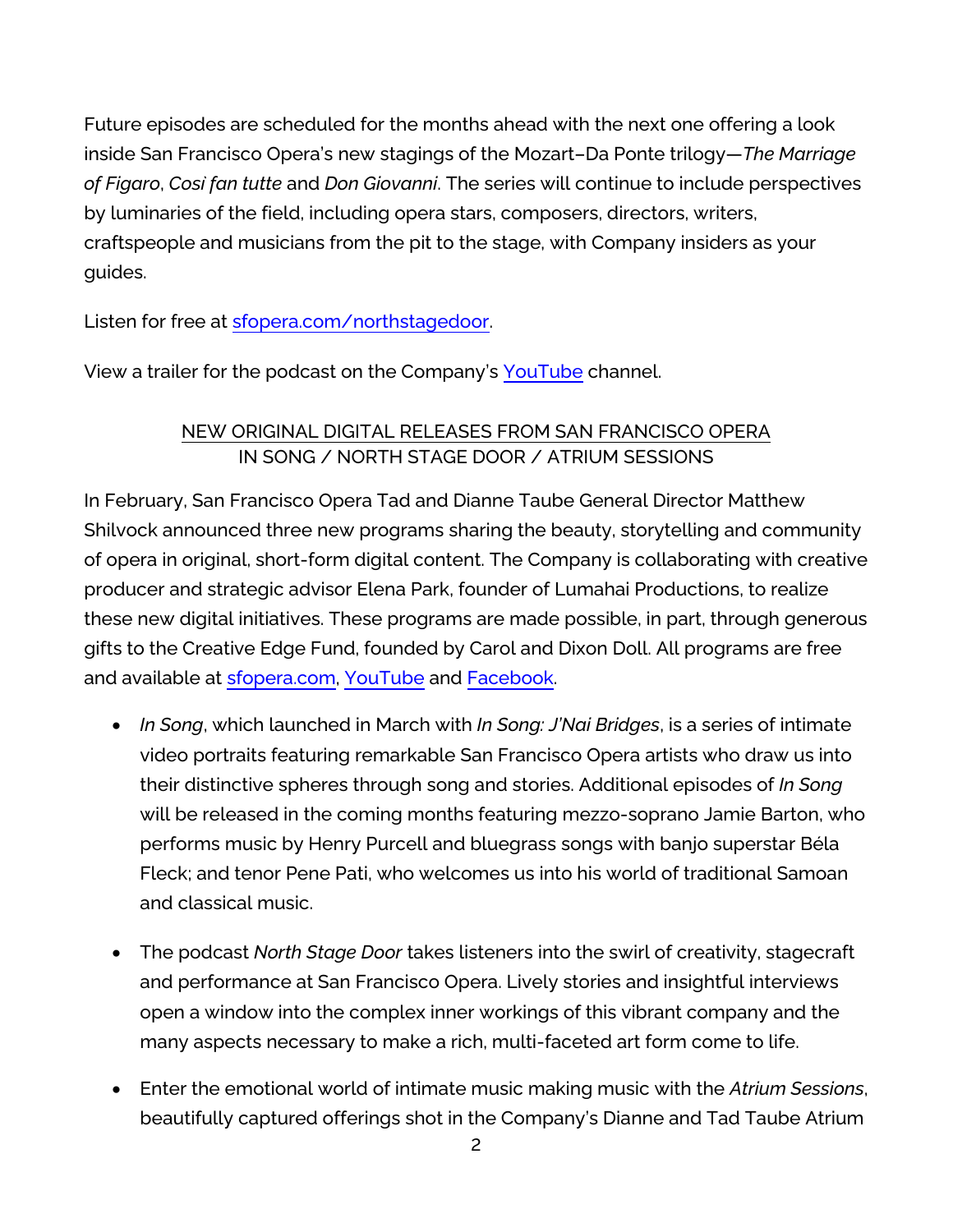Future episodes are scheduled for the months ahead with the next one offering a look inside San Francisco Opera's new stagings of the Mozart–Da Ponte trilogy—*The Marriage of Figaro*, *Così fan tutte* and *Don Giovanni*. The series will continue to include perspectives by luminaries of the field, including opera stars, composers, directors, writers, craftspeople and musicians from the pit to the stage, with Company insiders as your guides.

Listen for free at [sfopera.com/northstagedoor](sfopera.com/northstagedoor).

View a trailer for the podcast on the Company's [YouTube](YouTube) channel.

## NEW ORIGINAL DIGITAL RELEASES FROM SAN FRANCISCO OPERA
## IN SONG / NORTH STAGE DOOR / ATRIUM SESSIONS

In February, San Francisco Opera Tad and Dianne Taube General Director Matthew Shilvock announced three new programs sharing the beauty, storytelling and community of opera in original, short-form digital content. The Company is collaborating with creative producer and strategic advisor Elena Park, founder of Lumahai Productions, to realize these new digital initiatives. These programs are made possible, in part, through generous gifts to the Creative Edge Fund, founded by Carol and Dixon Doll. All programs are free and available at [sfopera.com](sfopera.com), [YouTube](YouTube) and [Facebook](Facebook).

- *In Song*, which launched in March with *In Song: J'Nai Bridges*, is a series of intimate video portraits featuring remarkable San Francisco Opera artists who draw us into their distinctive spheres through song and stories. Additional episodes of *In Song* will be released in the coming months featuring mezzo-soprano Jamie Barton, who performs music by Henry Purcell and bluegrass songs with banjo superstar Béla Fleck; and tenor Pene Pati, who welcomes us into his world of traditional Samoan and classical music.

- The podcast *North Stage Door* takes listeners into the swirl of creativity, stagecraft and performance at San Francisco Opera. Lively stories and insightful interviews open a window into the complex inner workings of this vibrant company and the many aspects necessary to make a rich, multi-faceted art form come to life.

- Enter the emotional world of intimate music making music with the *Atrium Sessions*, beautifully captured offerings shot in the Company's Dianne and Tad Taube Atrium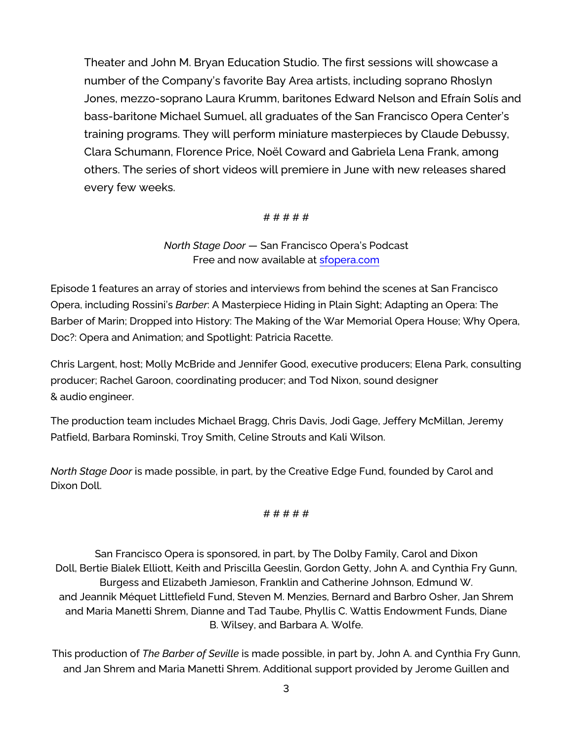Theater and John M. Bryan Education Studio. The first sessions will showcase a number of the Company's favorite Bay Area artists, including soprano Rhoslyn Jones, mezzo-soprano Laura Krumm, baritones Edward Nelson and Efraín Solís and bass-baritone Michael Sumuel, all graduates of the San Francisco Opera Center's training programs. They will perform miniature masterpieces by Claude Debussy, Clara Schumann, Florence Price, Noël Coward and Gabriela Lena Frank, among others. The series of short videos will premiere in June with new releases shared every few weeks.

# # # # #

*North Stage Door* — San Francisco Opera's Podcast
Free and now available at [sfopera.com](sfopera.com)

Episode 1 features an array of stories and interviews from behind the scenes at San Francisco Opera, including Rossini's *Barber*: A Masterpiece Hiding in Plain Sight; Adapting an Opera: The Barber of Marin; Dropped into History: The Making of the War Memorial Opera House; Why Opera, Doc?: Opera and Animation; and Spotlight: Patricia Racette.

Chris Largent, host; Molly McBride and Jennifer Good, executive producers; Elena Park, consulting producer; Rachel Garoon, coordinating producer; and Tod Nixon, sound designer & audio engineer.

The production team includes Michael Bragg, Chris Davis, Jodi Gage, Jeffery McMillan, Jeremy Patfield, Barbara Rominski, Troy Smith, Celine Strouts and Kali Wilson.

*North Stage Door* is made possible, in part, by the Creative Edge Fund, founded by Carol and Dixon Doll.

# # # # #

San Francisco Opera is sponsored, in part, by The Dolby Family, Carol and Dixon Doll, Bertie Bialek Elliott, Keith and Priscilla Geeslin, Gordon Getty, John A. and Cynthia Fry Gunn, Burgess and Elizabeth Jamieson, Franklin and Catherine Johnson, Edmund W. and Jeannik Méquet Littlefield Fund, Steven M. Menzies, Bernard and Barbro Osher, Jan Shrem and Maria Manetti Shrem, Dianne and Tad Taube, Phyllis C. Wattis Endowment Funds, Diane B. Wilsey, and Barbara A. Wolfe.

This production of *The Barber of Seville* is made possible, in part by, John A. and Cynthia Fry Gunn, and Jan Shrem and Maria Manetti Shrem. Additional support provided by Jerome Guillen and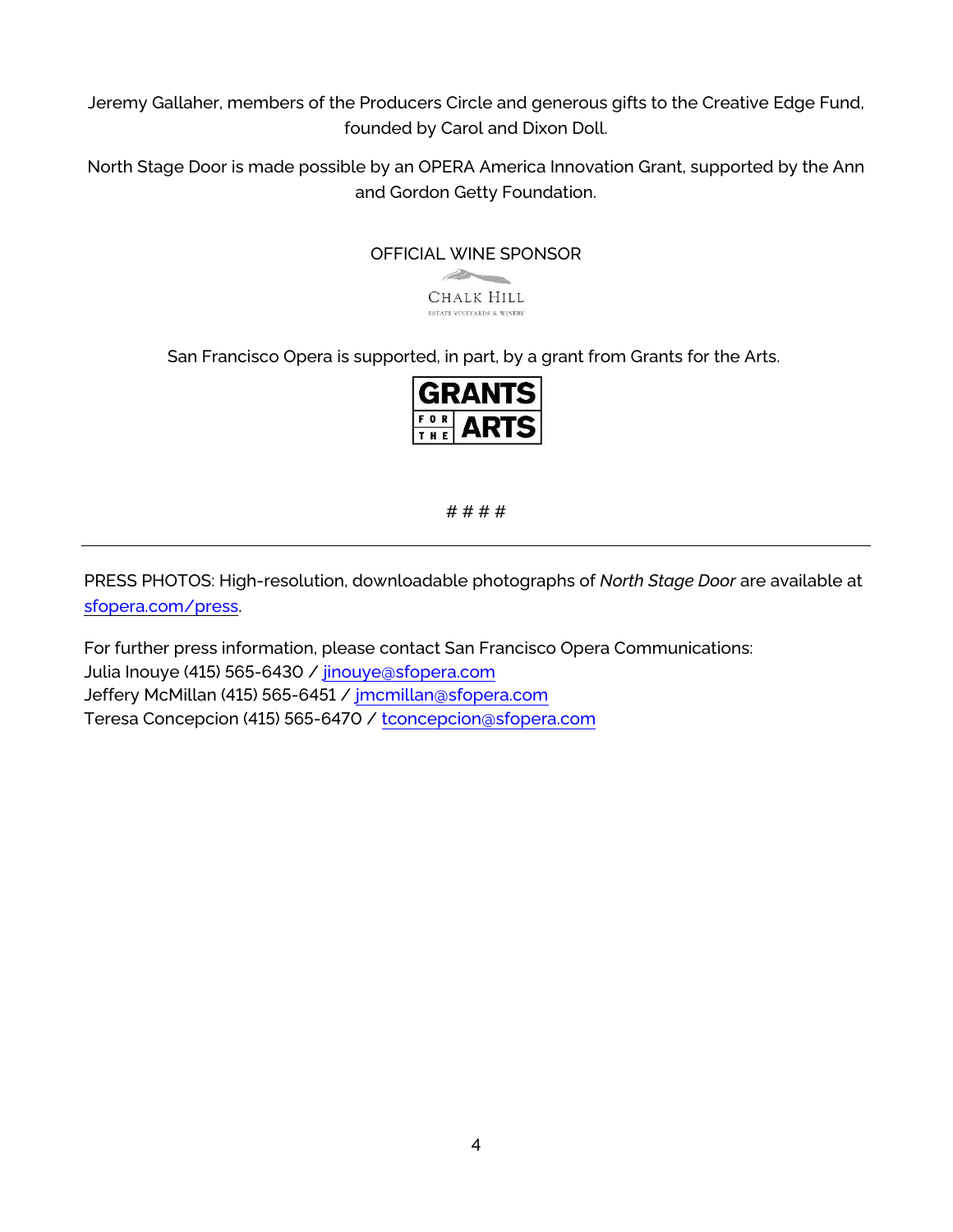Jeremy Gallaher, members of the Producers Circle and generous gifts to the Creative Edge Fund, founded by Carol and Dixon Doll.

North Stage Door is made possible by an OPERA America Innovation Grant, supported by the Ann and Gordon Getty Foundation.

OFFICIAL WINE SPONSOR

CHALK HILL
ESTATE VINEYARDS & WINERY

San Francisco Opera is supported, in part, by a grant from Grants for the Arts.

GRANTS FOR THE ARTS

# # # #

---

PRESS PHOTOS: High-resolution, downloadable photographs of *North Stage Door* are available at sfopera.com/press.

For further press information, please contact San Francisco Opera Communications:
Julia Inouye (415) 565-6430 / jinouye@sfopera.com
Jeffery McMillan (415) 565-6451 / jmcmillan@sfopera.com
Teresa Concepcion (415) 565-6470 / tconcepcion@sfopera.com